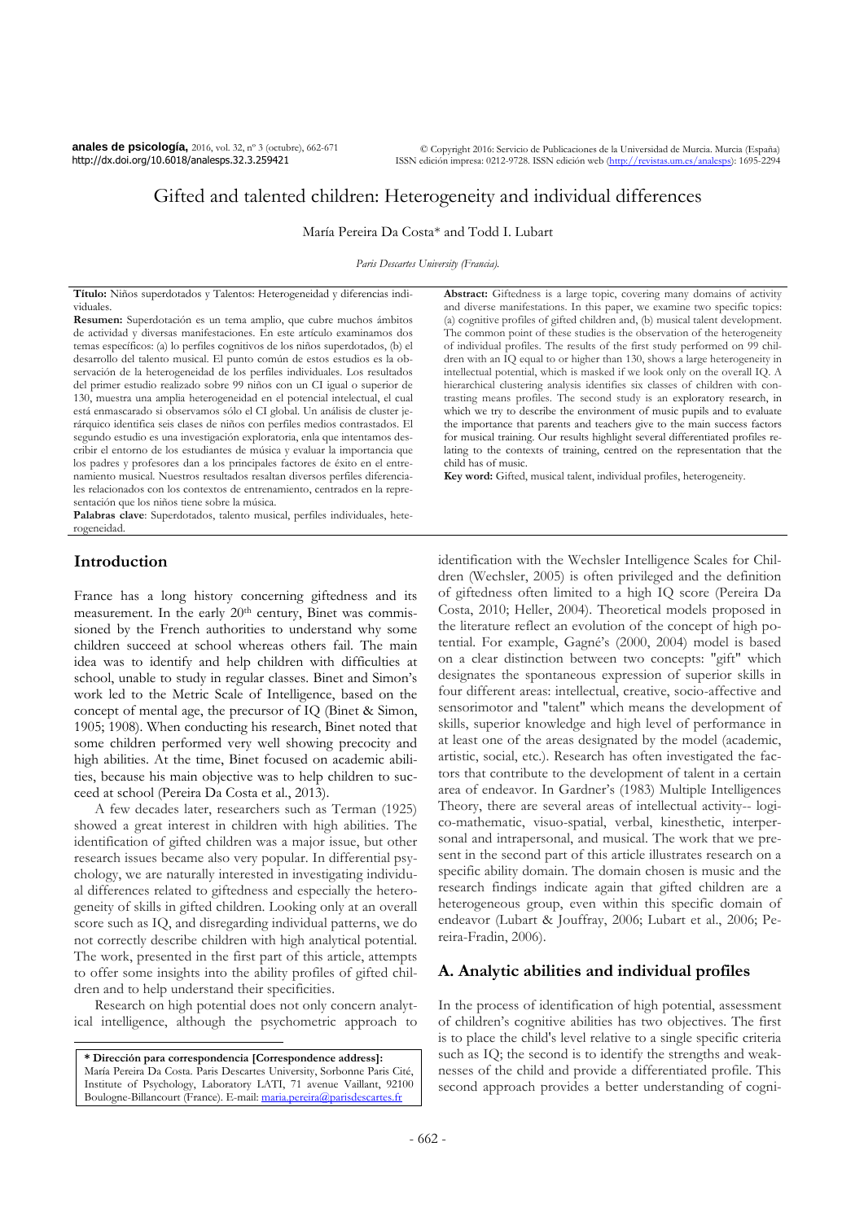# Gifted and talented children: Heterogeneity and individual differences

María Pereira Da Costa* and Todd I. Lubart

*Paris Descartes University (Francia).*

**Título:** Niños superdotados y Talentos: Heterogeneidad y diferencias individuales.

**Resumen:** Superdotación es un tema amplio, que cubre muchos ámbitos de actividad y diversas manifestaciones. En este artículo examinamos dos temas específicos: (a) lo perfiles cognitivos de los niños superdotados, (b) el desarrollo del talento musical. El punto común de estos estudios es la observación de la heterogeneidad de los perfiles individuales. Los resultados del primer estudio realizado sobre 99 niños con un CI igual o superior de 130, muestra una amplia heterogeneidad en el potencial intelectual, el cual está enmascarado si observamos sólo el CI global. Un análisis de cluster jerárquico identifica seis clases de niños con perfiles medios contrastados. El segundo estudio es una investigación exploratoria, enla que intentamos describir el entorno de los estudiantes de música y evaluar la importancia que los padres y profesores dan a los principales factores de éxito en el entrenamiento musical. Nuestros resultados resaltan diversos perfiles diferenciales relacionados con los contextos de entrenamiento, centrados en la representación que los niños tiene sobre la música.

**Palabras clave**: Superdotados, talento musical, perfiles individuales, heterogeneidad.

**Abstract:** Giftedness is a large topic, covering many domains of activity and diverse manifestations. In this paper, we examine two specific topics: (a) cognitive profiles of gifted children and, (b) musical talent development. The common point of these studies is the observation of the heterogeneity of individual profiles. The results of the first study performed on 99 children with an IQ equal to or higher than 130, shows a large heterogeneity in intellectual potential, which is masked if we look only on the overall IQ. A hierarchical clustering analysis identifies six classes of children with contrasting means profiles. The second study is an exploratory research, in which we try to describe the environment of music pupils and to evaluate the importance that parents and teachers give to the main success factors for musical training. Our results highlight several differentiated profiles relating to the contexts of training, centred on the representation that the child has of music.

**Key word:** Gifted, musical talent, individual profiles, heterogeneity.

## Introduction

France has a long history concerning giftedness and its measurement. In the early 20th century, Binet was commissioned by the French authorities to understand why some children succeed at school whereas others fail. The main idea was to identify and help children with difficulties at school, unable to study in regular classes. Binet and Simon's work led to the Metric Scale of Intelligence, based on the concept of mental age, the precursor of IQ (Binet & Simon, 1905; 1908). When conducting his research, Binet noted that some children performed very well showing precocity and high abilities. At the time, Binet focused on academic abilities, because his main objective was to help children to succeed at school (Pereira Da Costa et al., 2013).

A few decades later, researchers such as Terman (1925) showed a great interest in children with high abilities. The identification of gifted children was a major issue, but other research issues became also very popular. In differential psychology, we are naturally interested in investigating individual differences related to giftedness and especially the heterogeneity of skills in gifted children. Looking only at an overall score such as IQ, and disregarding individual patterns, we do not correctly describe children with high analytical potential. The work, presented in the first part of this article, attempts to offer some insights into the ability profiles of gifted children and to help understand their specificities.

Research on high potential does not only concern analytical intelligence, although the psychometric approach to identification with the Wechsler Intelligence Scales for Children (Wechsler, 2005) is often privileged and the definition of giftedness often limited to a high IQ score (Pereira Da Costa, 2010; Heller, 2004). Theoretical models proposed in the literature reflect an evolution of the concept of high potential. For example, Gagné's (2000, 2004) model is based on a clear distinction between two concepts: "gift" which designates the spontaneous expression of superior skills in four different areas: intellectual, creative, socio-affective and sensorimotor and "talent" which means the development of skills, superior knowledge and high level of performance in at least one of the areas designated by the model (academic, artistic, social, etc.). Research has often investigated the factors that contribute to the development of talent in a certain area of endeavor. In Gardner's (1983) Multiple Intelligences Theory, there are several areas of intellectual activity-- logico-mathematic, visuo-spatial, verbal, kinesthetic, interpersonal and intrapersonal, and musical. The work that we present in the second part of this article illustrates research on a specific ability domain. The domain chosen is music and the research findings indicate again that gifted children are a heterogeneous group, even within this specific domain of endeavor (Lubart & Jouffray, 2006; Lubart et al., 2006; Pereira-Fradin, 2006).

## A. Analytic abilities and individual profiles

In the process of identification of high potential, assessment of children's cognitive abilities has two objectives. The first is to place the child's level relative to a single specific criteria such as IQ; the second is to identify the strengths and weaknesses of the child and provide a differentiated profile. This second approach provides a better understanding of cogni-

---

**\* Dirección para correspondencia [Correspondence address]:** María Pereira Da Costa. Paris Descartes University, Sorbonne Paris Cité, Institute of Psychology, Laboratory LATI, 71 avenue Vaillant, 92100 Boulogne-Billancourt (France). E-mail: maria.pereira@parisdescartes.fr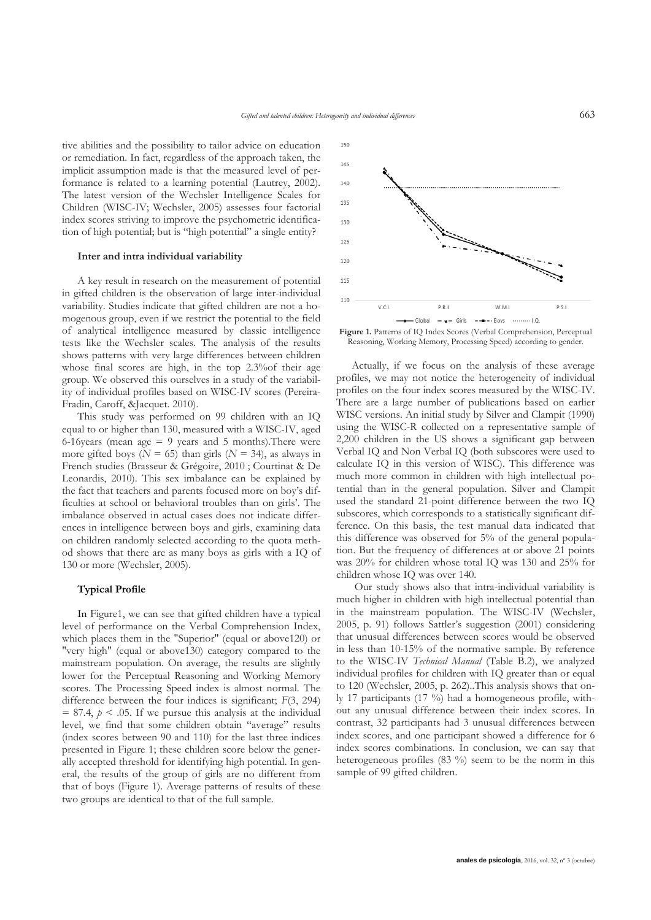tive abilities and the possibility to tailor advice on education or remediation. In fact, regardless of the approach taken, the implicit assumption made is that the measured level of performance is related to a learning potential (Lautrey, 2002). The latest version of the Wechsler Intelligence Scales for Children (WISC-IV; Wechsler, 2005) assesses four factorial index scores striving to improve the psychometric identification of high potential; but is "high potential" a single entity?

### Inter and intra individual variability

A key result in research on the measurement of potential in gifted children is the observation of large inter-individual variability. Studies indicate that gifted children are not a homogenous group, even if we restrict the potential to the field of analytical intelligence measured by classic intelligence tests like the Wechsler scales. The analysis of the results shows patterns with very large differences between children whose final scores are high, in the top 2.3%of their age group. We observed this ourselves in a study of the variability of individual profiles based on WISC-IV scores (Pereira-Fradin, Caroff, &Jacquet. 2010).

This study was performed on 99 children with an IQ equal to or higher than 130, measured with a WISC-IV, aged 6-16years (mean age = 9 years and 5 months).There were more gifted boys ($N$ = 65) than girls ($N$ = 34), as always in French studies (Brasseur & Grégoire, 2010 ; Courtinat & De Leonardis, 2010). This sex imbalance can be explained by the fact that teachers and parents focused more on boy's difficulties at school or behavioral troubles than on girls'. The imbalance observed in actual cases does not indicate differences in intelligence between boys and girls, examining data on children randomly selected according to the quota method shows that there are as many boys as girls with a IQ of 130 or more (Wechsler, 2005).

### Typical Profile

In Figure1, we can see that gifted children have a typical level of performance on the Verbal Comprehension Index, which places them in the "Superior" (equal or above120) or "very high" (equal or above130) category compared to the mainstream population. On average, the results are slightly lower for the Perceptual Reasoning and Working Memory scores. The Processing Speed index is almost normal. The difference between the four indices is significant; $F(3, 294) = 87.4$, $p < .05$. If we pursue this analysis at the individual level, we find that some children obtain "average" results (index scores between 90 and 110) for the last three indices presented in Figure 1; these children score below the generally accepted threshold for identifying high potential. In general, the results of the group of girls are no different from that of boys (Figure 1). Average patterns of results of these two groups are identical to that of the full sample.

**Figure 1.** Patterns of IQ Index Scores (Verbal Comprehension, Perceptual Reasoning, Working Memory, Processing Speed) according to gender.

Actually, if we focus on the analysis of these average profiles, we may not notice the heterogeneity of individual profiles on the four index scores measured by the WISC-IV. There are a large number of publications based on earlier WISC versions. An initial study by Silver and Clampit (1990) using the WISC-R collected on a representative sample of 2,200 children in the US shows a significant gap between Verbal IQ and Non Verbal IQ (both subscores were used to calculate IQ in this version of WISC). This difference was much more common in children with high intellectual potential than in the general population. Silver and Clampit used the standard 21-point difference between the two IQ subscores, which corresponds to a statistically significant difference. On this basis, the test manual data indicated that this difference was observed for 5% of the general population. But the frequency of differences at or above 21 points was 20% for children whose total IQ was 130 and 25% for children whose IQ was over 140.

Our study shows also that intra-individual variability is much higher in children with high intellectual potential than in the mainstream population. The WISC-IV (Wechsler, 2005, p. 91) follows Sattler's suggestion (2001) considering that unusual differences between scores would be observed in less than 10-15% of the normative sample. By reference to the WISC-IV *Technical Manual* (Table B.2), we analyzed individual profiles for children with IQ greater than or equal to 120 (Wechsler, 2005, p. 262)..This analysis shows that only 17 participants (17 %) had a homogeneous profile, without any unusual difference between their index scores. In contrast, 32 participants had 3 unusual differences between index scores, and one participant showed a difference for 6 index scores combinations. In conclusion, we can say that heterogeneous profiles (83 %) seem to be the norm in this sample of 99 gifted children.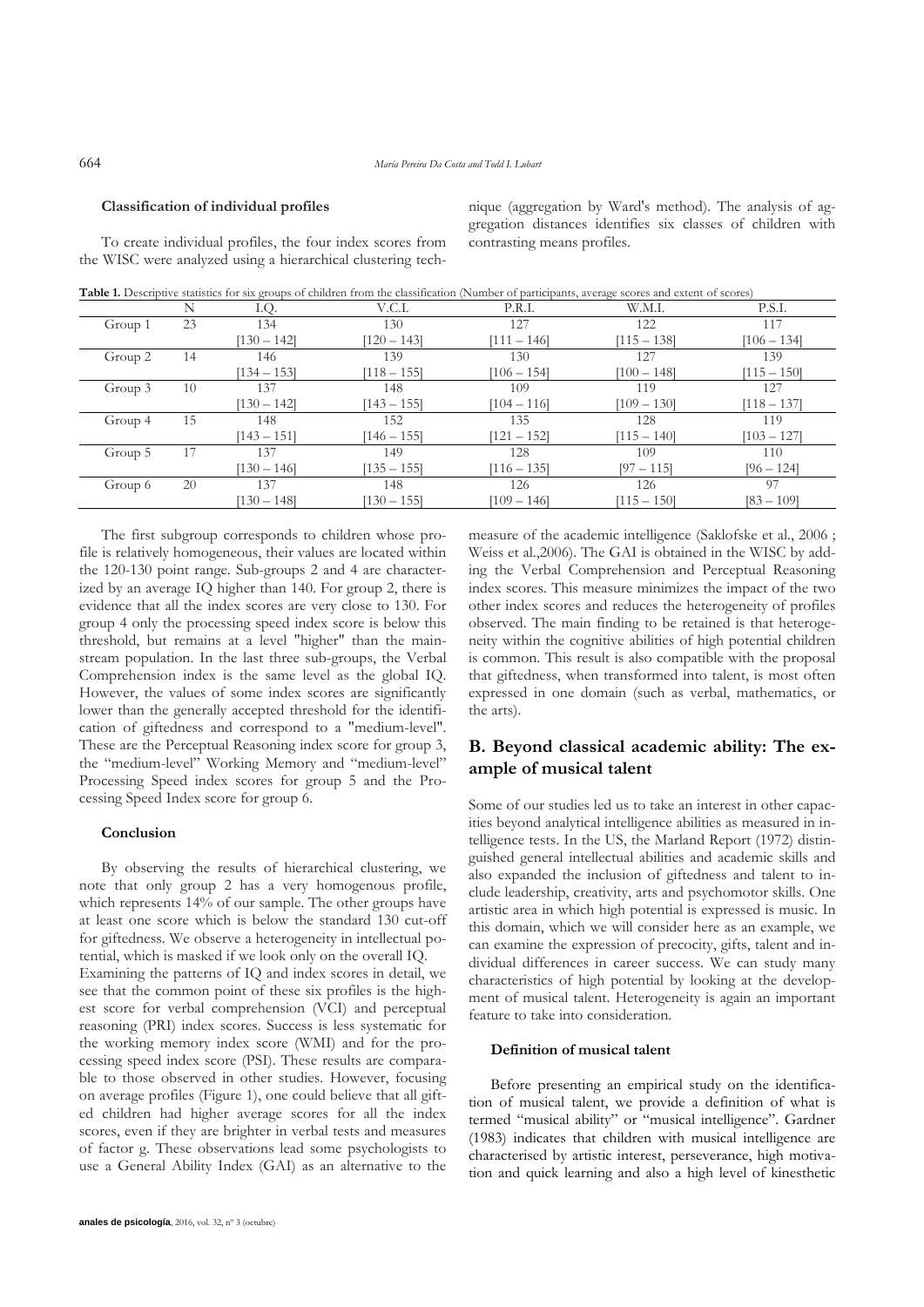**Classification of individual profiles**

To create individual profiles, the four index scores from the WISC were analyzed using a hierarchical clustering technique (aggregation by Ward's method). The analysis of aggregation distances identifies six classes of children with contrasting means profiles.

**Table 1.** Descriptive statistics for six groups of children from the classification (Number of participants, average scores and extent of scores)

| | N | I.Q. | V.C.I. | P.R.I. | W.M.I. | P.S.I. |
|---|---|---|---|---|---|---|
| Group 1 | 23 | 134 | 130 | 127 | 122 | 117 |
| | | [130 – 142] | [120 – 143] | [111 – 146] | [115 – 138] | [106 – 134] |
| Group 2 | 14 | 146 | 139 | 130 | 127 | 139 |
| | | [134 – 153] | [118 – 155] | [106 – 154] | [100 – 148] | [115 – 150] |
| Group 3 | 10 | 137 | 148 | 109 | 119 | 127 |
| | | [130 – 142] | [143 – 155] | [104 – 116] | [109 – 130] | [118 – 137] |
| Group 4 | 15 | 148 | 152 | 135 | 128 | 119 |
| | | [143 – 151] | [146 – 155] | [121 – 152] | [115 – 140] | [103 – 127] |
| Group 5 | 17 | 137 | 149 | 128 | 109 | 110 |
| | | [130 – 146] | [135 – 155] | [116 – 135] | [97 – 115] | [96 – 124] |
| Group 6 | 20 | 137 | 148 | 126 | 126 | 97 |
| | | [130 – 148] | [130 – 155] | [109 – 146] | [115 – 150] | [83 – 109] |

The first subgroup corresponds to children whose profile is relatively homogeneous, their values are located within the 120-130 point range. Sub-groups 2 and 4 are characterized by an average IQ higher than 140. For group 2, there is evidence that all the index scores are very close to 130. For group 4 only the processing speed index score is below this threshold, but remains at a level "higher" than the mainstream population. In the last three sub-groups, the Verbal Comprehension index is the same level as the global IQ. However, the values of some index scores are significantly lower than the generally accepted threshold for the identification of giftedness and correspond to a "medium-level". These are the Perceptual Reasoning index score for group 3, the "medium-level" Working Memory and "medium-level" Processing Speed index scores for group 5 and the Processing Speed Index score for group 6.

**Conclusion**

By observing the results of hierarchical clustering, we note that only group 2 has a very homogenous profile, which represents 14% of our sample. The other groups have at least one score which is below the standard 130 cut-off for giftedness. We observe a heterogeneity in intellectual potential, which is masked if we look only on the overall IQ.

Examining the patterns of IQ and index scores in detail, we see that the common point of these six profiles is the highest score for verbal comprehension (VCI) and perceptual reasoning (PRI) index scores. Success is less systematic for the working memory index score (WMI) and for the processing speed index score (PSI). These results are comparable to those observed in other studies. However, focusing on average profiles (Figure 1), one could believe that all gifted children had higher average scores for all the index scores, even if they are brighter in verbal tests and measures of factor g. These observations lead some psychologists to use a General Ability Index (GAI) as an alternative to the measure of the academic intelligence (Saklofske et al., 2006 ; Weiss et al.,2006). The GAI is obtained in the WISC by adding the Verbal Comprehension and Perceptual Reasoning index scores. This measure minimizes the impact of the two other index scores and reduces the heterogeneity of profiles observed. The main finding to be retained is that heterogeneity within the cognitive abilities of high potential children is common. This result is also compatible with the proposal that giftedness, when transformed into talent, is most often expressed in one domain (such as verbal, mathematics, or the arts).

## B. Beyond classical academic ability: The example of musical talent

Some of our studies led us to take an interest in other capacities beyond analytical intelligence abilities as measured in intelligence tests. In the US, the Marland Report (1972) distinguished general intellectual abilities and academic skills and also expanded the inclusion of giftedness and talent to include leadership, creativity, arts and psychomotor skills. One artistic area in which high potential is expressed is music. In this domain, which we will consider here as an example, we can examine the expression of precocity, gifts, talent and individual differences in career success. We can study many characteristics of high potential by looking at the development of musical talent. Heterogeneity is again an important feature to take into consideration.

**Definition of musical talent**

Before presenting an empirical study on the identification of musical talent, we provide a definition of what is termed "musical ability" or "musical intelligence". Gardner (1983) indicates that children with musical intelligence are characterised by artistic interest, perseverance, high motivation and quick learning and also a high level of kinesthetic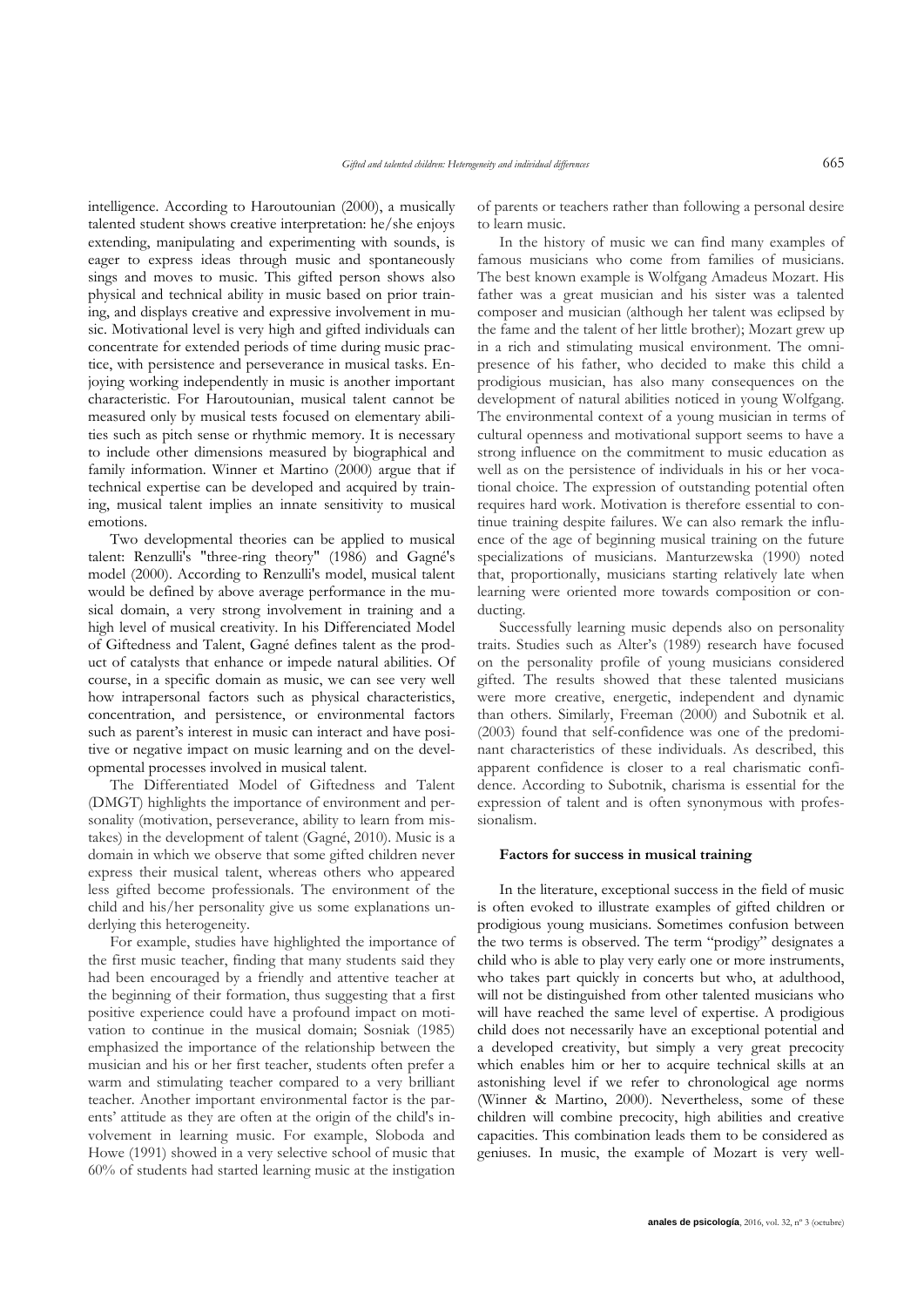intelligence. According to Haroutounian (2000), a musically talented student shows creative interpretation: he/she enjoys extending, manipulating and experimenting with sounds, is eager to express ideas through music and spontaneously sings and moves to music. This gifted person shows also physical and technical ability in music based on prior training, and displays creative and expressive involvement in music. Motivational level is very high and gifted individuals can concentrate for extended periods of time during music practice, with persistence and perseverance in musical tasks. Enjoying working independently in music is another important characteristic. For Haroutounian, musical talent cannot be measured only by musical tests focused on elementary abilities such as pitch sense or rhythmic memory. It is necessary to include other dimensions measured by biographical and family information. Winner et Martino (2000) argue that if technical expertise can be developed and acquired by training, musical talent implies an innate sensitivity to musical emotions.

Two developmental theories can be applied to musical talent: Renzulli's "three-ring theory" (1986) and Gagné's model (2000). According to Renzulli's model, musical talent would be defined by above average performance in the musical domain, a very strong involvement in training and a high level of musical creativity. In his Differenciated Model of Giftedness and Talent, Gagné defines talent as the product of catalysts that enhance or impede natural abilities. Of course, in a specific domain as music, we can see very well how intrapersonal factors such as physical characteristics, concentration, and persistence, or environmental factors such as parent's interest in music can interact and have positive or negative impact on music learning and on the developmental processes involved in musical talent.

The Differentiated Model of Giftedness and Talent (DMGT) highlights the importance of environment and personality (motivation, perseverance, ability to learn from mistakes) in the development of talent (Gagné, 2010). Music is a domain in which we observe that some gifted children never express their musical talent, whereas others who appeared less gifted become professionals. The environment of the child and his/her personality give us some explanations underlying this heterogeneity.

For example, studies have highlighted the importance of the first music teacher, finding that many students said they had been encouraged by a friendly and attentive teacher at the beginning of their formation, thus suggesting that a first positive experience could have a profound impact on motivation to continue in the musical domain; Sosniak (1985) emphasized the importance of the relationship between the musician and his or her first teacher, students often prefer a warm and stimulating teacher compared to a very brilliant teacher. Another important environmental factor is the parents' attitude as they are often at the origin of the child's involvement in learning music. For example, Sloboda and Howe (1991) showed in a very selective school of music that 60% of students had started learning music at the instigation of parents or teachers rather than following a personal desire to learn music.

In the history of music we can find many examples of famous musicians who come from families of musicians. The best known example is Wolfgang Amadeus Mozart. His father was a great musician and his sister was a talented composer and musician (although her talent was eclipsed by the fame and the talent of her little brother); Mozart grew up in a rich and stimulating musical environment. The omnipresence of his father, who decided to make this child a prodigious musician, has also many consequences on the development of natural abilities noticed in young Wolfgang. The environmental context of a young musician in terms of cultural openness and motivational support seems to have a strong influence on the commitment to music education as well as on the persistence of individuals in his or her vocational choice. The expression of outstanding potential often requires hard work. Motivation is therefore essential to continue training despite failures. We can also remark the influence of the age of beginning musical training on the future specializations of musicians. Manturzewska (1990) noted that, proportionally, musicians starting relatively late when learning were oriented more towards composition or conducting.

Successfully learning music depends also on personality traits. Studies such as Alter's (1989) research have focused on the personality profile of young musicians considered gifted. The results showed that these talented musicians were more creative, energetic, independent and dynamic than others. Similarly, Freeman (2000) and Subotnik et al. (2003) found that self-confidence was one of the predominant characteristics of these individuals. As described, this apparent confidence is closer to a real charismatic confidence. According to Subotnik, charisma is essential for the expression of talent and is often synonymous with professionalism.

### Factors for success in musical training

In the literature, exceptional success in the field of music is often evoked to illustrate examples of gifted children or prodigious young musicians. Sometimes confusion between the two terms is observed. The term "prodigy" designates a child who is able to play very early one or more instruments, who takes part quickly in concerts but who, at adulthood, will not be distinguished from other talented musicians who will have reached the same level of expertise. A prodigious child does not necessarily have an exceptional potential and a developed creativity, but simply a very great precocity which enables him or her to acquire technical skills at an astonishing level if we refer to chronological age norms (Winner & Martino, 2000). Nevertheless, some of these children will combine precocity, high abilities and creative capacities. This combination leads them to be considered as geniuses. In music, the example of Mozart is very well-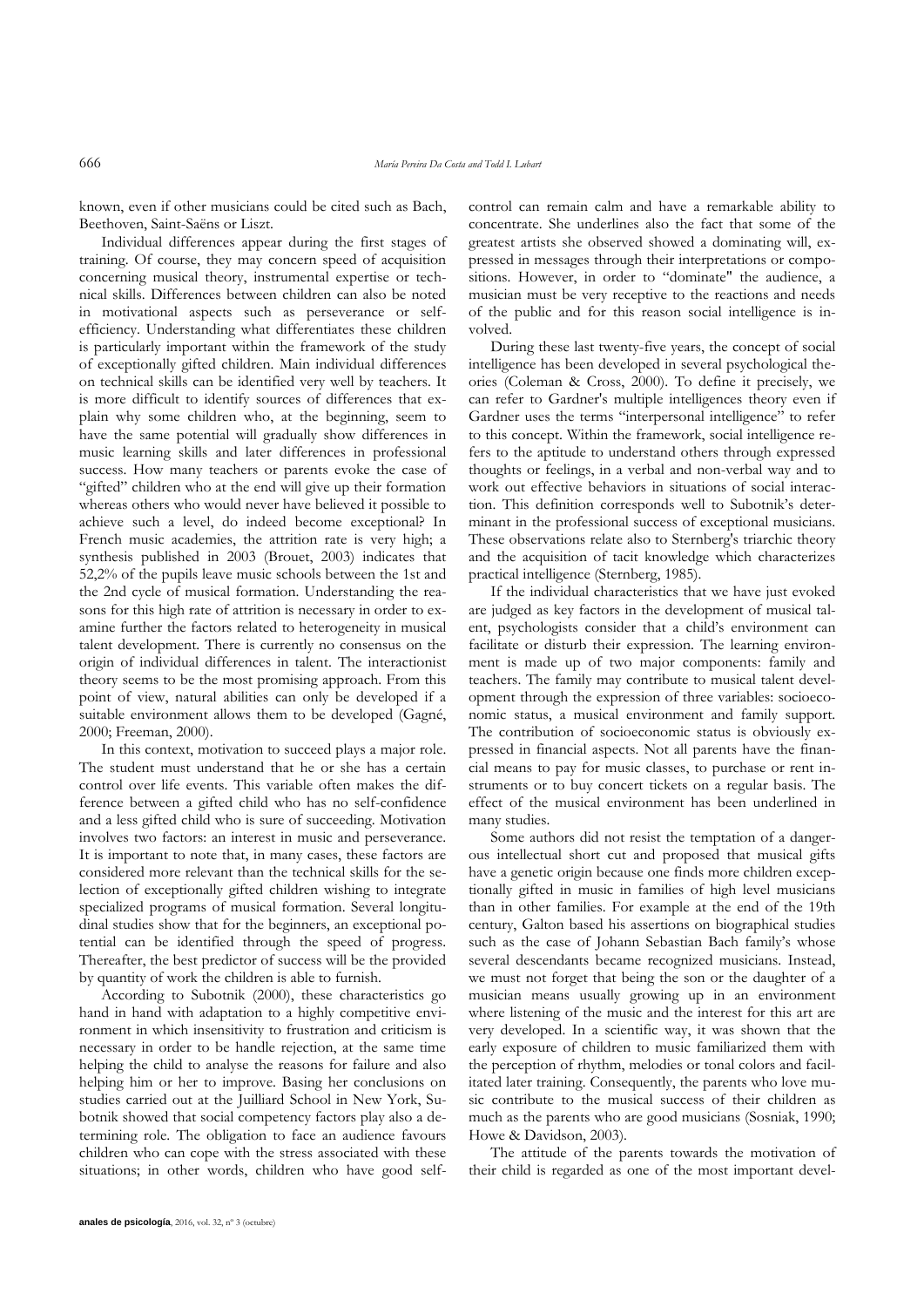known, even if other musicians could be cited such as Bach, Beethoven, Saint-Saëns or Liszt.

Individual differences appear during the first stages of training. Of course, they may concern speed of acquisition concerning musical theory, instrumental expertise or technical skills. Differences between children can also be noted in motivational aspects such as perseverance or self-efficiency. Understanding what differentiates these children is particularly important within the framework of the study of exceptionally gifted children. Main individual differences on technical skills can be identified very well by teachers. It is more difficult to identify sources of differences that explain why some children who, at the beginning, seem to have the same potential will gradually show differences in music learning skills and later differences in professional success. How many teachers or parents evoke the case of "gifted" children who at the end will give up their formation whereas others who would never have believed it possible to achieve such a level, do indeed become exceptional? In French music academies, the attrition rate is very high; a synthesis published in 2003 (Brouet, 2003) indicates that 52,2% of the pupils leave music schools between the 1st and the 2nd cycle of musical formation. Understanding the reasons for this high rate of attrition is necessary in order to examine further the factors related to heterogeneity in musical talent development. There is currently no consensus on the origin of individual differences in talent. The interactionist theory seems to be the most promising approach. From this point of view, natural abilities can only be developed if a suitable environment allows them to be developed (Gagné, 2000; Freeman, 2000).

In this context, motivation to succeed plays a major role. The student must understand that he or she has a certain control over life events. This variable often makes the difference between a gifted child who has no self-confidence and a less gifted child who is sure of succeeding. Motivation involves two factors: an interest in music and perseverance. It is important to note that, in many cases, these factors are considered more relevant than the technical skills for the selection of exceptionally gifted children wishing to integrate specialized programs of musical formation. Several longitudinal studies show that for the beginners, an exceptional potential can be identified through the speed of progress. Thereafter, the best predictor of success will be the provided by quantity of work the children is able to furnish.

According to Subotnik (2000), these characteristics go hand in hand with adaptation to a highly competitive environment in which insensitivity to frustration and criticism is necessary in order to be handle rejection, at the same time helping the child to analyse the reasons for failure and also helping him or her to improve. Basing her conclusions on studies carried out at the Juilliard School in New York, Subotnik showed that social competency factors play also a determining role. The obligation to face an audience favours children who can cope with the stress associated with these situations; in other words, children who have good self-control can remain calm and have a remarkable ability to concentrate. She underlines also the fact that some of the greatest artists she observed showed a dominating will, expressed in messages through their interpretations or compositions. However, in order to "dominate" the audience, a musician must be very receptive to the reactions and needs of the public and for this reason social intelligence is involved.

During these last twenty-five years, the concept of social intelligence has been developed in several psychological theories (Coleman & Cross, 2000). To define it precisely, we can refer to Gardner's multiple intelligences theory even if Gardner uses the terms "interpersonal intelligence" to refer to this concept. Within the framework, social intelligence refers to the aptitude to understand others through expressed thoughts or feelings, in a verbal and non-verbal way and to work out effective behaviors in situations of social interaction. This definition corresponds well to Subotnik's determinant in the professional success of exceptional musicians. These observations relate also to Sternberg's triarchic theory and the acquisition of tacit knowledge which characterizes practical intelligence (Sternberg, 1985).

If the individual characteristics that we have just evoked are judged as key factors in the development of musical talent, psychologists consider that a child's environment can facilitate or disturb their expression. The learning environment is made up of two major components: family and teachers. The family may contribute to musical talent development through the expression of three variables: socioeconomic status, a musical environment and family support. The contribution of socioeconomic status is obviously expressed in financial aspects. Not all parents have the financial means to pay for music classes, to purchase or rent instruments or to buy concert tickets on a regular basis. The effect of the musical environment has been underlined in many studies.

Some authors did not resist the temptation of a dangerous intellectual short cut and proposed that musical gifts have a genetic origin because one finds more children exceptionally gifted in music in families of high level musicians than in other families. For example at the end of the 19th century, Galton based his assertions on biographical studies such as the case of Johann Sebastian Bach family's whose several descendants became recognized musicians. Instead, we must not forget that being the son or the daughter of a musician means usually growing up in an environment where listening of the music and the interest for this art are very developed. In a scientific way, it was shown that the early exposure of children to music familiarized them with the perception of rhythm, melodies or tonal colors and facilitated later training. Consequently, the parents who love music contribute to the musical success of their children as much as the parents who are good musicians (Sosniak, 1990; Howe & Davidson, 2003).

The attitude of the parents towards the motivation of their child is regarded as one of the most important devel-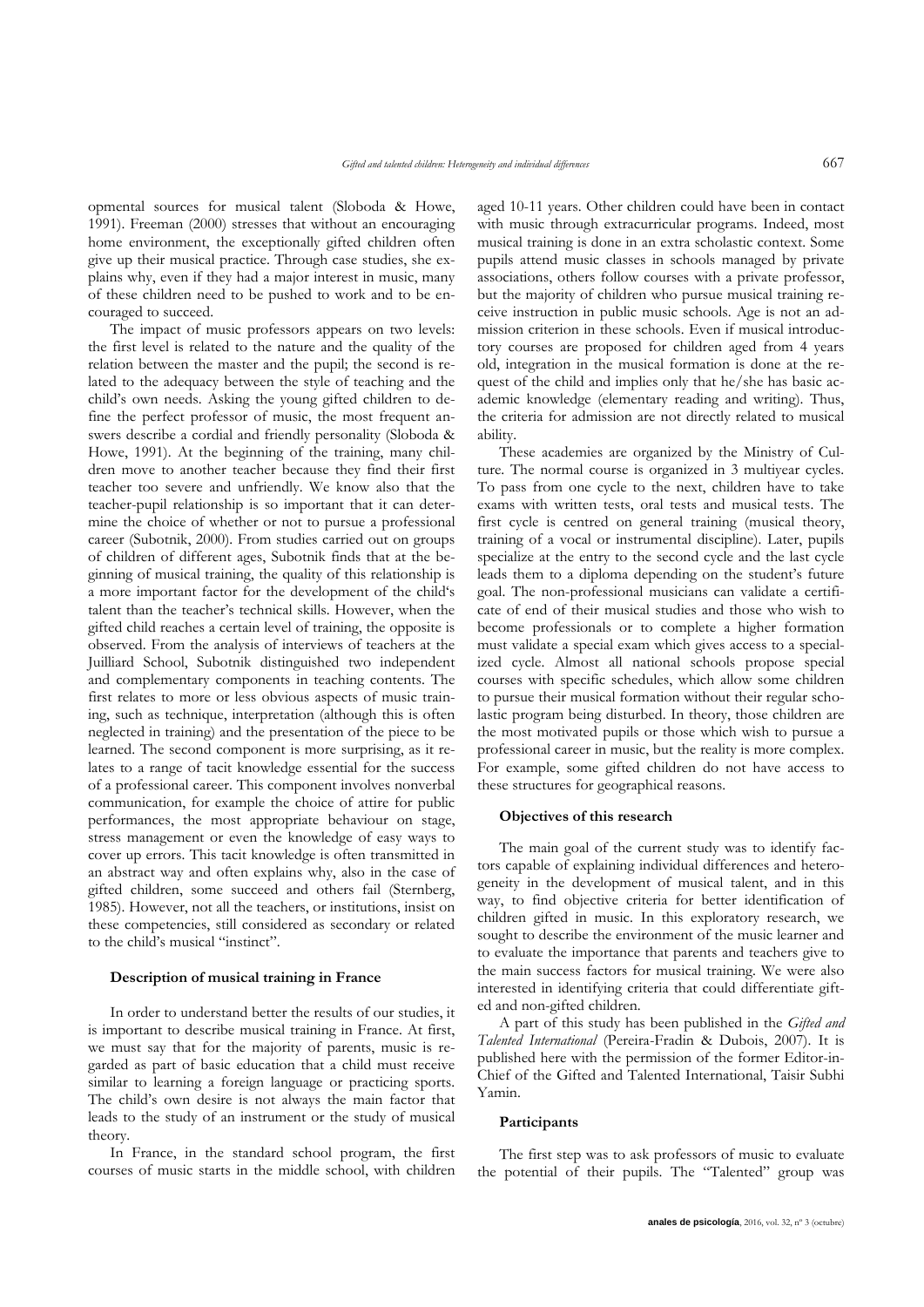opmental sources for musical talent (Sloboda & Howe, 1991). Freeman (2000) stresses that without an encouraging home environment, the exceptionally gifted children often give up their musical practice. Through case studies, she explains why, even if they had a major interest in music, many of these children need to be pushed to work and to be encouraged to succeed.

The impact of music professors appears on two levels: the first level is related to the nature and the quality of the relation between the master and the pupil; the second is related to the adequacy between the style of teaching and the child's own needs. Asking the young gifted children to define the perfect professor of music, the most frequent answers describe a cordial and friendly personality (Sloboda & Howe, 1991). At the beginning of the training, many children move to another teacher because they find their first teacher too severe and unfriendly. We know also that the teacher-pupil relationship is so important that it can determine the choice of whether or not to pursue a professional career (Subotnik, 2000). From studies carried out on groups of children of different ages, Subotnik finds that at the beginning of musical training, the quality of this relationship is a more important factor for the development of the child's talent than the teacher's technical skills. However, when the gifted child reaches a certain level of training, the opposite is observed. From the analysis of interviews of teachers at the Juilliard School, Subotnik distinguished two independent and complementary components in teaching contents. The first relates to more or less obvious aspects of music training, such as technique, interpretation (although this is often neglected in training) and the presentation of the piece to be learned. The second component is more surprising, as it relates to a range of tacit knowledge essential for the success of a professional career. This component involves nonverbal communication, for example the choice of attire for public performances, the most appropriate behaviour on stage, stress management or even the knowledge of easy ways to cover up errors. This tacit knowledge is often transmitted in an abstract way and often explains why, also in the case of gifted children, some succeed and others fail (Sternberg, 1985). However, not all the teachers, or institutions, insist on these competencies, still considered as secondary or related to the child's musical "instinct".

### Description of musical training in France

In order to understand better the results of our studies, it is important to describe musical training in France. At first, we must say that for the majority of parents, music is regarded as part of basic education that a child must receive similar to learning a foreign language or practicing sports. The child's own desire is not always the main factor that leads to the study of an instrument or the study of musical theory.

In France, in the standard school program, the first courses of music starts in the middle school, with children aged 10-11 years. Other children could have been in contact with music through extracurricular programs. Indeed, most musical training is done in an extra scholastic context. Some pupils attend music classes in schools managed by private associations, others follow courses with a private professor, but the majority of children who pursue musical training receive instruction in public music schools. Age is not an admission criterion in these schools. Even if musical introductory courses are proposed for children aged from 4 years old, integration in the musical formation is done at the request of the child and implies only that he/she has basic academic knowledge (elementary reading and writing). Thus, the criteria for admission are not directly related to musical ability.

These academies are organized by the Ministry of Culture. The normal course is organized in 3 multiyear cycles. To pass from one cycle to the next, children have to take exams with written tests, oral tests and musical tests. The first cycle is centred on general training (musical theory, training of a vocal or instrumental discipline). Later, pupils specialize at the entry to the second cycle and the last cycle leads them to a diploma depending on the student's future goal. The non-professional musicians can validate a certificate of end of their musical studies and those who wish to become professionals or to complete a higher formation must validate a special exam which gives access to a specialized cycle. Almost all national schools propose special courses with specific schedules, which allow some children to pursue their musical formation without their regular scholastic program being disturbed. In theory, those children are the most motivated pupils or those which wish to pursue a professional career in music, but the reality is more complex. For example, some gifted children do not have access to these structures for geographical reasons.

### Objectives of this research

The main goal of the current study was to identify factors capable of explaining individual differences and heterogeneity in the development of musical talent, and in this way, to find objective criteria for better identification of children gifted in music. In this exploratory research, we sought to describe the environment of the music learner and to evaluate the importance that parents and teachers give to the main success factors for musical training. We were also interested in identifying criteria that could differentiate gifted and non-gifted children.

A part of this study has been published in the *Gifted and Talented International* (Pereira-Fradin & Dubois, 2007). It is published here with the permission of the former Editor-in-Chief of the Gifted and Talented International, Taisir Subhi Yamin.

### Participants

The first step was to ask professors of music to evaluate the potential of their pupils. The "Talented" group was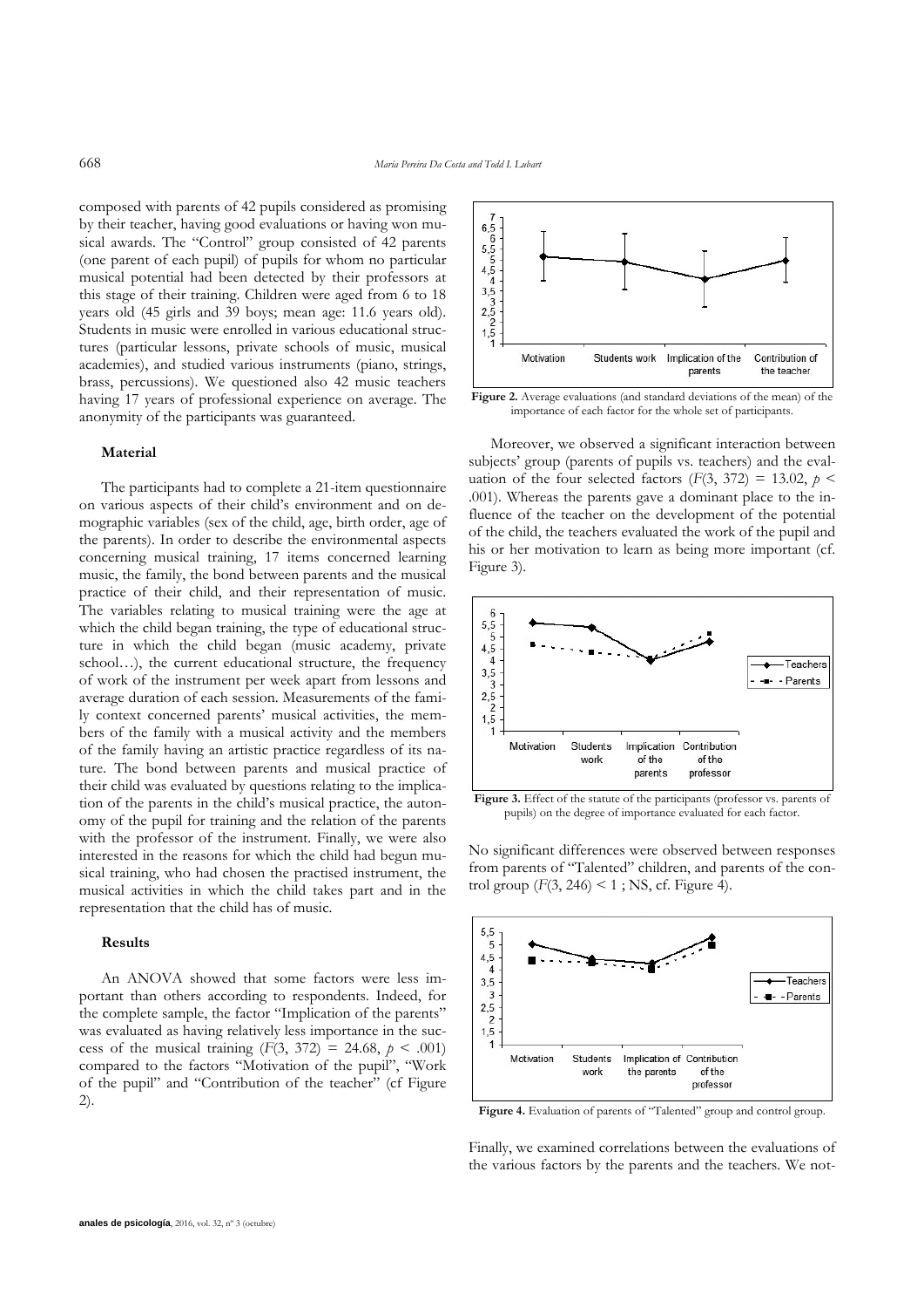composed with parents of 42 pupils considered as promising by their teacher, having good evaluations or having won musical awards. The "Control" group consisted of 42 parents (one parent of each pupil) of pupils for whom no particular musical potential had been detected by their professors at this stage of their training. Children were aged from 6 to 18 years old (45 girls and 39 boys; mean age: 11.6 years old). Students in music were enrolled in various educational structures (particular lessons, private schools of music, musical academies), and studied various instruments (piano, strings, brass, percussions). We questioned also 42 music teachers having 17 years of professional experience on average. The anonymity of the participants was guaranteed.

### Material

The participants had to complete a 21-item questionnaire on various aspects of their child's environment and on demographic variables (sex of the child, age, birth order, age of the parents). In order to describe the environmental aspects concerning musical training, 17 items concerned learning music, the family, the bond between parents and the musical practice of their child, and their representation of music. The variables relating to musical training were the age at which the child began training, the type of educational structure in which the child began (music academy, private school…), the current educational structure, the frequency of work of the instrument per week apart from lessons and average duration of each session. Measurements of the family context concerned parents' musical activities, the members of the family with a musical activity and the members of the family having an artistic practice regardless of its nature. The bond between parents and musical practice of their child was evaluated by questions relating to the implication of the parents in the child's musical practice, the autonomy of the pupil for training and the relation of the parents with the professor of the instrument. Finally, we were also interested in the reasons for which the child had begun musical training, who had chosen the practised instrument, the musical activities in which the child takes part and in the representation that the child has of music.

### Results

An ANOVA showed that some factors were less important than others according to respondents. Indeed, for the complete sample, the factor "Implication of the parents" was evaluated as having relatively less importance in the success of the musical training ($F(3, 372) = 24.68$, $p < .001$) compared to the factors "Motivation of the pupil", "Work of the pupil" and "Contribution of the teacher" (cf Figure 2).

7
6,5
6
5,5
5
4,5
4
3,5
3
2,5
2
1,5
1
Motivation
Students work
Implication of the parents
Contribution of the teacher

**Figure 2.** Average evaluations (and standard deviations of the mean) of the importance of each factor for the whole set of participants.

Moreover, we observed a significant interaction between subjects' group (parents of pupils vs. teachers) and the evaluation of the four selected factors ($F(3, 372) = 13.02$, $p < .001$). Whereas the parents gave a dominant place to the influence of the teacher on the development of the potential of the child, the teachers evaluated the work of the pupil and his or her motivation to learn as being more important (cf. Figure 3).

6
5,5
5
4,5
4
3,5
3
2,5
2
1,5
1
Motivation
Students work
Implication of the parents
Contribution of the professor
Teachers
Parents

**Figure 3.** Effect of the statute of the participants (professor vs. parents of pupils) on the degree of importance evaluated for each factor.

No significant differences were observed between responses from parents of "Talented" children, and parents of the control group ($F(3, 246) < 1$ ; NS, cf. Figure 4).

5,5
5
4,5
4
3,5
3
2,5
2
1,5
1
Motivation
Students work
Implication of the parents
Contribution of the professor
Teachers
Parents

**Figure 4.** Evaluation of parents of "Talented" group and control group.

Finally, we examined correlations between the evaluations of the various factors by the parents and the teachers. We not-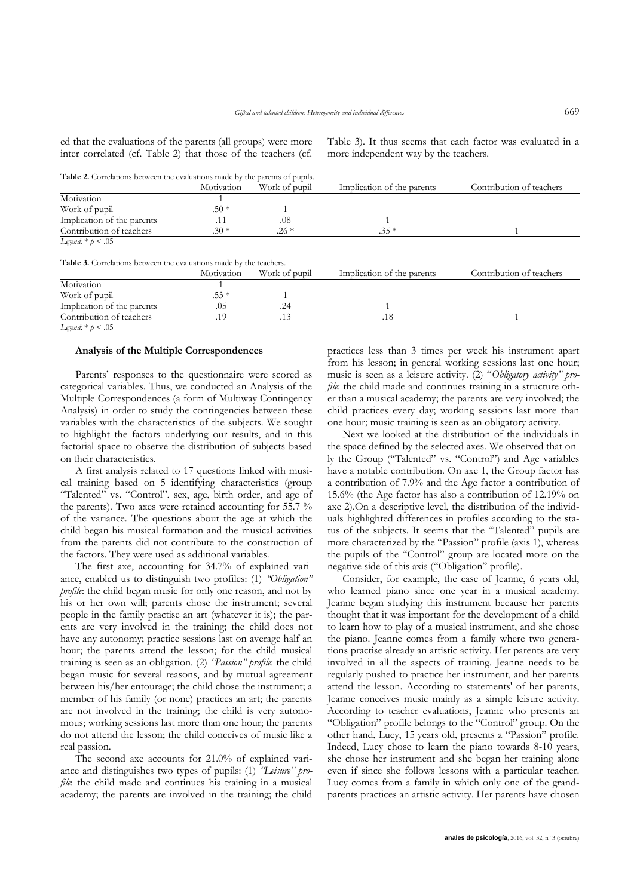ed that the evaluations of the parents (all groups) were more inter correlated (cf. Table 2) that those of the teachers (cf. Table 3). It thus seems that each factor was evaluated in a more independent way by the teachers.

**Table 2.** Correlations between the evaluations made by the parents of pupils.

| | Motivation | Work of pupil | Implication of the parents | Contribution of teachers |
|---|---|---|---|---|
| Motivation | 1 | | | |
| Work of pupil | .50 * | 1 | | |
| Implication of the parents | .11 | .08 | 1 | |
| Contribution of teachers | .30 * | .26 * | .35 * | 1 |

*Legend:* * $p < .05$

**Table 3.** Correlations between the evaluations made by the teachers.

| | Motivation | Work of pupil | Implication of the parents | Contribution of teachers |
|---|---|---|---|---|
| Motivation | 1 | | | |
| Work of pupil | .53 * | 1 | | |
| Implication of the parents | .05 | .24 | 1 | |
| Contribution of teachers | .19 | .13 | .18 | 1 |

*Legend:* * $p < .05$

### Analysis of the Multiple Correspondences

Parents' responses to the questionnaire were scored as categorical variables. Thus, we conducted an Analysis of the Multiple Correspondences (a form of Multiway Contingency Analysis) in order to study the contingencies between these variables with the characteristics of the subjects. We sought to highlight the factors underlying our results, and in this factorial space to observe the distribution of subjects based on their characteristics.

A first analysis related to 17 questions linked with musical training based on 5 identifying characteristics (group "Talented" vs. "Control", sex, age, birth order, and age of the parents). Two axes were retained accounting for 55.7 % of the variance. The questions about the age at which the child began his musical formation and the musical activities from the parents did not contribute to the construction of the factors. They were used as additional variables.

The first axe, accounting for 34.7% of explained variance, enabled us to distinguish two profiles: (1) *"Obligation" profile*: the child began music for only one reason, and not by his or her own will; parents chose the instrument; several people in the family practise an art (whatever it is); the parents are very involved in the training; the child does not have any autonomy; practice sessions last on average half an hour; the parents attend the lesson; for the child musical training is seen as an obligation. (2) *"Passion" profile*: the child began music for several reasons, and by mutual agreement between his/her entourage; the child chose the instrument; a member of his family (or none) practices an art; the parents are not involved in the training; the child is very autonomous; working sessions last more than one hour; the parents do not attend the lesson; the child conceives of music like a real passion.

The second axe accounts for 21.0% of explained variance and distinguishes two types of pupils: (1) *"Leisure" profile*: the child made and continues his training in a musical academy; the parents are involved in the training; the child practices less than 3 times per week his instrument apart from his lesson; in general working sessions last one hour; music is seen as a leisure activity. (2) "*Obligatory activity" profile*: the child made and continues training in a structure other than a musical academy; the parents are very involved; the child practices every day; working sessions last more than one hour; music training is seen as an obligatory activity.

Next we looked at the distribution of the individuals in the space defined by the selected axes. We observed that only the Group ("Talented" vs. "Control") and Age variables have a notable contribution. On axe 1, the Group factor has a contribution of 7.9% and the Age factor a contribution of 15.6% (the Age factor has also a contribution of 12.19% on axe 2).On a descriptive level, the distribution of the individuals highlighted differences in profiles according to the status of the subjects. It seems that the "Talented" pupils are more characterized by the "Passion" profile (axis 1), whereas the pupils of the "Control" group are located more on the negative side of this axis ("Obligation" profile).

Consider, for example, the case of Jeanne, 6 years old, who learned piano since one year in a musical academy. Jeanne began studying this instrument because her parents thought that it was important for the development of a child to learn how to play of a musical instrument, and she chose the piano. Jeanne comes from a family where two generations practise already an artistic activity. Her parents are very involved in all the aspects of training. Jeanne needs to be regularly pushed to practice her instrument, and her parents attend the lesson. According to statements' of her parents, Jeanne conceives music mainly as a simple leisure activity. According to teacher evaluations, Jeanne who presents an "Obligation" profile belongs to the "Control" group. On the other hand, Lucy, 15 years old, presents a "Passion" profile. Indeed, Lucy chose to learn the piano towards 8-10 years, she chose her instrument and she began her training alone even if since she follows lessons with a particular teacher. Lucy comes from a family in which only one of the grandparents practices an artistic activity. Her parents have chosen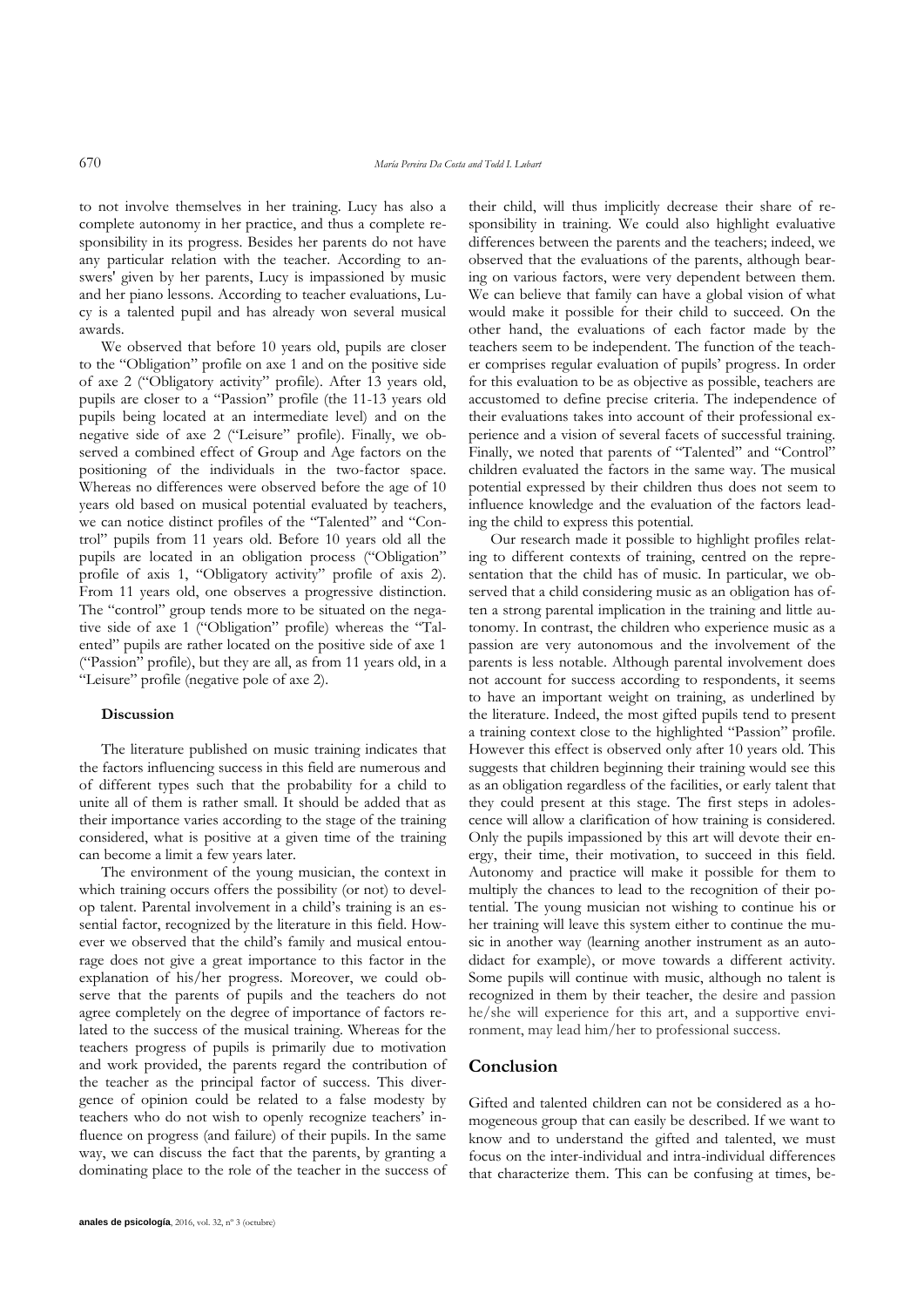to not involve themselves in her training. Lucy has also a complete autonomy in her practice, and thus a complete responsibility in its progress. Besides her parents do not have any particular relation with the teacher. According to answers' given by her parents, Lucy is impassioned by music and her piano lessons. According to teacher evaluations, Lucy is a talented pupil and has already won several musical awards.

We observed that before 10 years old, pupils are closer to the "Obligation" profile on axe 1 and on the positive side of axe 2 ("Obligatory activity" profile). After 13 years old, pupils are closer to a "Passion" profile (the 11-13 years old pupils being located at an intermediate level) and on the negative side of axe 2 ("Leisure" profile). Finally, we observed a combined effect of Group and Age factors on the positioning of the individuals in the two-factor space. Whereas no differences were observed before the age of 10 years old based on musical potential evaluated by teachers, we can notice distinct profiles of the "Talented" and "Control" pupils from 11 years old. Before 10 years old all the pupils are located in an obligation process ("Obligation" profile of axis 1, "Obligatory activity" profile of axis 2). From 11 years old, one observes a progressive distinction. The "control" group tends more to be situated on the negative side of axe 1 ("Obligation" profile) whereas the "Talented" pupils are rather located on the positive side of axe 1 ("Passion" profile), but they are all, as from 11 years old, in a "Leisure" profile (negative pole of axe 2).

### Discussion

The literature published on music training indicates that the factors influencing success in this field are numerous and of different types such that the probability for a child to unite all of them is rather small. It should be added that as their importance varies according to the stage of the training considered, what is positive at a given time of the training can become a limit a few years later.

The environment of the young musician, the context in which training occurs offers the possibility (or not) to develop talent. Parental involvement in a child's training is an essential factor, recognized by the literature in this field. However we observed that the child's family and musical entourage does not give a great importance to this factor in the explanation of his/her progress. Moreover, we could observe that the parents of pupils and the teachers do not agree completely on the degree of importance of factors related to the success of the musical training. Whereas for the teachers progress of pupils is primarily due to motivation and work provided, the parents regard the contribution of the teacher as the principal factor of success. This divergence of opinion could be related to a false modesty by teachers who do not wish to openly recognize teachers' influence on progress (and failure) of their pupils. In the same way, we can discuss the fact that the parents, by granting a dominating place to the role of the teacher in the success of their child, will thus implicitly decrease their share of responsibility in training. We could also highlight evaluative differences between the parents and the teachers; indeed, we observed that the evaluations of the parents, although bearing on various factors, were very dependent between them. We can believe that family can have a global vision of what would make it possible for their child to succeed. On the other hand, the evaluations of each factor made by the teachers seem to be independent. The function of the teacher comprises regular evaluation of pupils' progress. In order for this evaluation to be as objective as possible, teachers are accustomed to define precise criteria. The independence of their evaluations takes into account of their professional experience and a vision of several facets of successful training. Finally, we noted that parents of "Talented" and "Control" children evaluated the factors in the same way. The musical potential expressed by their children thus does not seem to influence knowledge and the evaluation of the factors leading the child to express this potential.

Our research made it possible to highlight profiles relating to different contexts of training, centred on the representation that the child has of music. In particular, we observed that a child considering music as an obligation has often a strong parental implication in the training and little autonomy. In contrast, the children who experience music as a passion are very autonomous and the involvement of the parents is less notable. Although parental involvement does not account for success according to respondents, it seems to have an important weight on training, as underlined by the literature. Indeed, the most gifted pupils tend to present a training context close to the highlighted "Passion" profile. However this effect is observed only after 10 years old. This suggests that children beginning their training would see this as an obligation regardless of the facilities, or early talent that they could present at this stage. The first steps in adolescence will allow a clarification of how training is considered. Only the pupils impassioned by this art will devote their energy, their time, their motivation, to succeed in this field. Autonomy and practice will make it possible for them to multiply the chances to lead to the recognition of their potential. The young musician not wishing to continue his or her training will leave this system either to continue the music in another way (learning another instrument as an autodidact for example), or move towards a different activity. Some pupils will continue with music, although no talent is recognized in them by their teacher, the desire and passion he/she will experience for this art, and a supportive environment, may lead him/her to professional success.

## Conclusion

Gifted and talented children can not be considered as a homogeneous group that can easily be described. If we want to know and to understand the gifted and talented, we must focus on the inter-individual and intra-individual differences that characterize them. This can be confusing at times, be-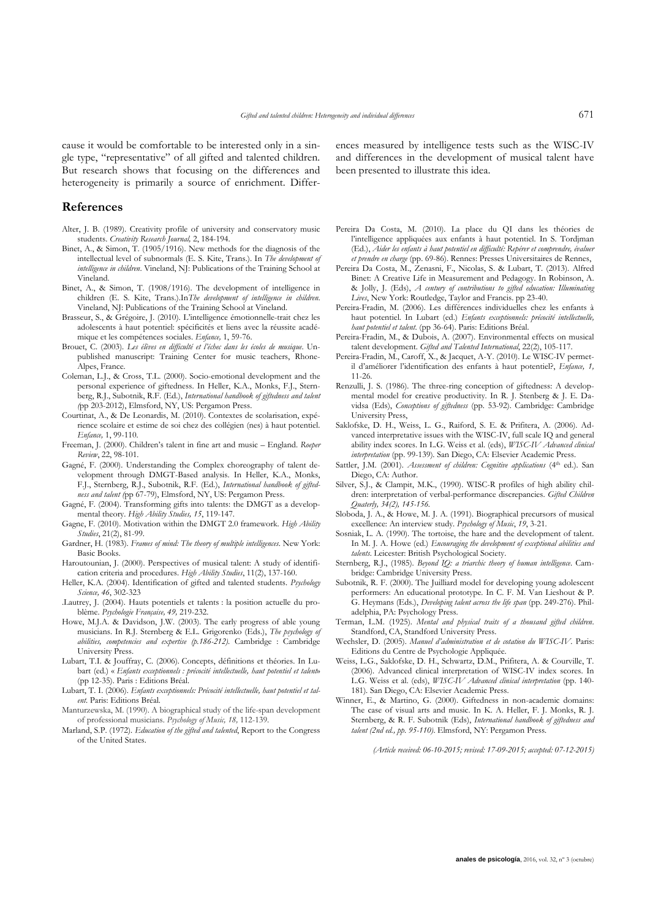cause it would be comfortable to be interested only in a single type, "representative" of all gifted and talented children. But research shows that focusing on the differences and heterogeneity is primarily a source of enrichment. Differences measured by intelligence tests such as the WISC-IV and differences in the development of musical talent have been presented to illustrate this idea.

## References

Alter, J. B. (1989). Creativity profile of university and conservatory music students. *Creativity Research Journal,* 2, 184-194.

Binet, A., & Simon, T. (1905/1916). New methods for the diagnosis of the intellectual level of subnormals (E. S. Kite, Trans.). In *The development of intelligence in children*. Vineland, NJ: Publications of the Training School at Vineland.

Binet, A., & Simon, T. (1908/1916). The development of intelligence in children (E. S. Kite, Trans.).In*The development of intelligence in children*. Vineland, NJ: Publications of the Training School at Vineland.

Brasseur, S., & Grégoire, J. (2010). L'intelligence émotionnelle-trait chez les adolescents à haut potentiel: spécificités et liens avec la réussite académique et les compétences sociales. *Enfance,* 1, 59-76.

Brouet, C. (2003). *Les élèves en difficulté et l'échec dans les écoles de musique*. Unpublished manuscript: Training Center for music teachers, Rhone-Alpes, France.

Coleman, L.J., & Cross, T.L. (2000). Socio-emotional development and the personal experience of giftedness. In Heller, K.A., Monks, F.J., Sternberg, R.J., Subotnik, R.F. (Ed.), *International handbook of giftedness and talent (*pp 203-2012), Elmsford, NY, US: Pergamon Press.

Courtinat, A., & De Leonardis, M. (2010). Contextes de scolarisation, expérience scolaire et estime de soi chez des collégien (nes) à haut potentiel. *Enfance,* 1, 99-110.

Freeman, J. (2000). Children's talent in fine art and music – England. *Roeper Review*, 22, 98-101.

Gagné, F. (2000). Understanding the Complex choreography of talent development through DMGT-Based analysis. In Heller, K.A., Monks, F.J., Sternberg, R.J., Subotnik, R.F. (Ed.), *International handbook of giftedness and talent (*pp 67-79), Elmsford, NY, US: Pergamon Press.

Gagné, F. (2004). Transforming gifts into talents: the DMGT as a developmental theory. *High Ability Studies, 15*, 119-147.

Gagne, F. (2010). Motivation within the DMGT 2.0 framework. *High Ability Studies*, 21(2), 81-99.

Gardner, H. (1983). *Frames of mind: The theory of multiple intelligences*. New York: Basic Books.

Haroutounian, J. (2000). Perspectives of musical talent: A study of identification criteria and procedures. *High Ability Studies*, 11(2), 137-160.

Heller, K.A. (2004). Identification of gifted and talented students. *Psychology Science, 46*, 302-323

.Lautrey, J. (2004). Hauts potentiels et talents : la position actuelle du problème. *Psychologie Française, 49,* 219-232.

Howe, M.J.A. & Davidson, J.W. (2003). The early progress of able young musicians. In R.J. Sternberg & E.L. Grigorenko (Eds.), *The psychology of abilities, competencies and expertise (p.186-212).* Cambridge : Cambridge University Press.

Lubart, T.I. & Jouffray, C. (2006). Concepts, définitions et théories. In Lubart (ed.) « *Enfants exceptionnels : précocité intellectuelle, haut potentiel et talent*» (pp 12-35). Paris : Editions Bréal.

Lubart, T. I. (2006). *Enfants exceptionnels: Précocité intellectuelle, haut potentiel et talent.* Paris: Editions Bréal.

Manturzewska, M. (1990). A biographical study of the life-span development of professional musicians. *Psychology of Music, 18,* 112-139.

Marland, S.P. (1972). *Education of the gifted and talented*, Report to the Congress of the United States.

Pereira Da Costa, M. (2010). La place du QI dans les théories de l'intelligence appliquées aux enfants à haut potentiel. In S. Tordjman (Ed.), *Aider les enfants à haut potentiel en difficulté: Repérer et comprendre, évaluer et prendre en charge* (pp. 69-86). Rennes: Presses Universitaires de Rennes,

Pereira Da Costa, M., Zenasni, F., Nicolas, S. & Lubart, T. (2013). Alfred Binet: A Creative Life in Measurement and Pedagogy. In Robinson, A. & Jolly, J. (Eds), *A century of contributions to gifted education: Illuminating Lives*, New York: Routledge, Taylor and Francis. pp 23-40.

Pereira-Fradin, M. (2006). Les différences individuelles chez les enfants à haut potentiel. In Lubart (ed.) *Enfants exceptionnels: précocité intellectuelle, haut potentiel et talent.* (pp 36-64). Paris: Editions Bréal.

Pereira-Fradin, M., & Dubois, A. (2007). Environmental effects on musical talent development. *Gifted and Talented International*, 22(2), 105-117.

Pereira-Fradin, M., Caroff, X., & Jacquet, A-Y. (2010). Le WISC-IV permet-il d'améliorer l'identification des enfants à haut potentiel?, *Enfance, 1,* 11-26.

Renzulli, J. S. (1986). The three-ring conception of giftedness: A developmental model for creative productivity. In R. J. Stenberg & J. E. Davidsa (Eds), *Conceptions of giftedness* (pp. 53-92). Cambridge: Cambridge University Press,

Saklofske, D. H., Weiss, L. G., Raiford, S. E. & Prifitera, A. (2006). Advanced interpretative issues with the WISC-IV, full scale IQ and general ability index scores. In L.G. Weiss et al. (eds), *WISC-IV Advanced clinical interpretation* (pp. 99-139). San Diego, CA: Elsevier Academic Press.

Sattler, J.M. (2001). *Assessment of children: Cognitive applications* (4th ed.). San Diego, CA: Author.

Silver, S.J., & Clampit, M.K., (1990). WISC-R profiles of high ability children: interpretation of verbal-performance discrepancies. *Gifted Children Quaterly, 34(2), 145-156.*

Sloboda, J. A., & Howe, M. J. A. (1991). Biographical precursors of musical excellence: An interview study. *Psychology of Music*, *19*, 3-21.

Sosniak, L. A. (1990). The tortoise, the hare and the development of talent. In M. J. A. Howe (ed.) *Encouraging the development of exceptional abilities and talents*. Leicester: British Psychological Society.

Sternberg, R.J., (1985). *Beyond IQ: a triarchic theory of human intelligence*. Cambridge: Cambridge University Press.

Subotnik, R. F. (2000). The Juilliard model for developing young adolescent performers: An educational prototype. In C. F. M. Van Lieshout & P. G. Heymans (Eds.), *Developing talent across the life span* (pp. 249-276). Philadelphia, PA: Psychology Press.

Terman, L.M. (1925). *Mental and physical traits of a thousand gifted children*. Standford, CA, Standford University Press.

Wechsler, D. (2005). *Manuel d'administration et de cotation du WISC-IV*. Paris: Editions du Centre de Psychologie Appliquée.

Weiss, L.G., Saklofske, D. H., Schwartz, D.M., Prifitera, A. & Courville, T. (2006). Advanced clinical interpretation of WISC-IV index scores. In L.G. Weiss et al. (eds), *WISC-IV Advanced clinical interpretation* (pp. 140-181). San Diego, CA: Elsevier Academic Press.

Winner, E., & Martino, G. (2000). Giftedness in non-academic domains: The case of visual arts and music. In K. A. Heller, F. J. Monks, R. J. Sternberg, & R. F. Subotnik (Eds), *International handbook of giftedness and talent (2nd ed., pp. 95-110).* Elmsford, NY: Pergamon Press.

*(Article received: 06-10-2015; revised: 17-09-2015; accepted: 07-12-2015)*